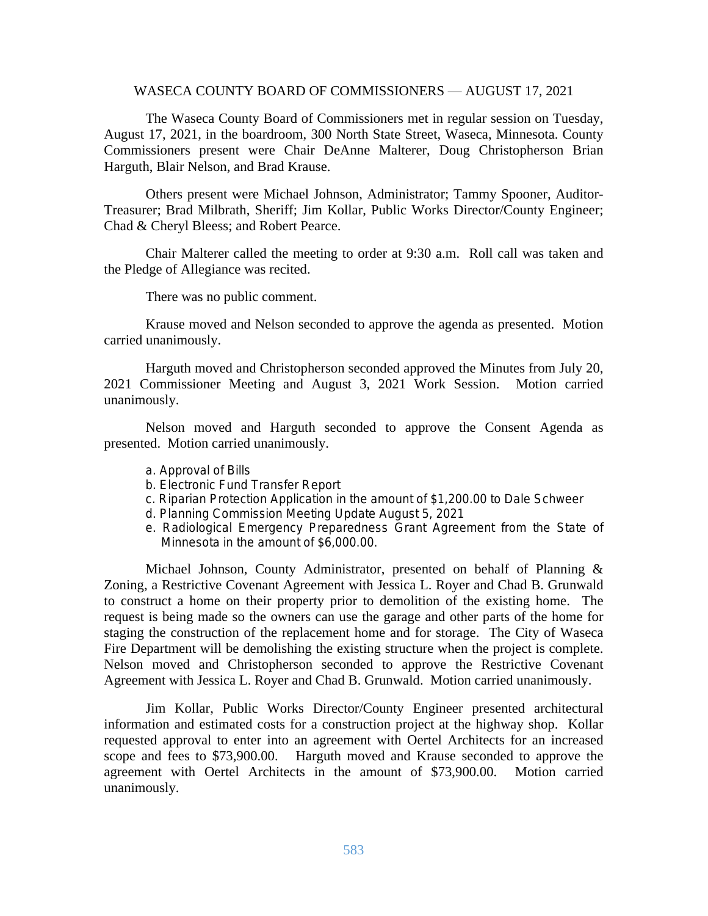# WASECA COUNTY BOARD OF COMMISSIONERS — AUGUST 17, 2021

The Waseca County Board of Commissioners met in regular session on Tuesday, August 17, 2021, in the boardroom, 300 North State Street, Waseca, Minnesota. County Commissioners present were Chair DeAnne Malterer, Doug Christopherson Brian Harguth, Blair Nelson, and Brad Krause.

Others present were Michael Johnson, Administrator; Tammy Spooner, Auditor-Treasurer; Brad Milbrath, Sheriff; Jim Kollar, Public Works Director/County Engineer; Chad & Cheryl Bleess; and Robert Pearce.

Chair Malterer called the meeting to order at 9:30 a.m. Roll call was taken and the Pledge of Allegiance was recited.

There was no public comment.

Krause moved and Nelson seconded to approve the agenda as presented. Motion carried unanimously.

Harguth moved and Christopherson seconded approved the Minutes from July 20, 2021 Commissioner Meeting and August 3, 2021 Work Session. Motion carried unanimously.

Nelson moved and Harguth seconded to approve the Consent Agenda as presented. Motion carried unanimously.

a. Approval of Bills
b. Electronic Fund Transfer Report
c. Riparian Protection Application in the amount of $1,200.00 to Dale Schweer
d. Planning Commission Meeting Update August 5, 2021
e. Radiological Emergency Preparedness Grant Agreement from the State of Minnesota in the amount of $6,000.00.

Michael Johnson, County Administrator, presented on behalf of Planning & Zoning, a Restrictive Covenant Agreement with Jessica L. Royer and Chad B. Grunwald to construct a home on their property prior to demolition of the existing home. The request is being made so the owners can use the garage and other parts of the home for staging the construction of the replacement home and for storage. The City of Waseca Fire Department will be demolishing the existing structure when the project is complete. Nelson moved and Christopherson seconded to approve the Restrictive Covenant Agreement with Jessica L. Royer and Chad B. Grunwald. Motion carried unanimously.

Jim Kollar, Public Works Director/County Engineer presented architectural information and estimated costs for a construction project at the highway shop. Kollar requested approval to enter into an agreement with Oertel Architects for an increased scope and fees to $73,900.00. Harguth moved and Krause seconded to approve the agreement with Oertel Architects in the amount of $73,900.00. Motion carried unanimously.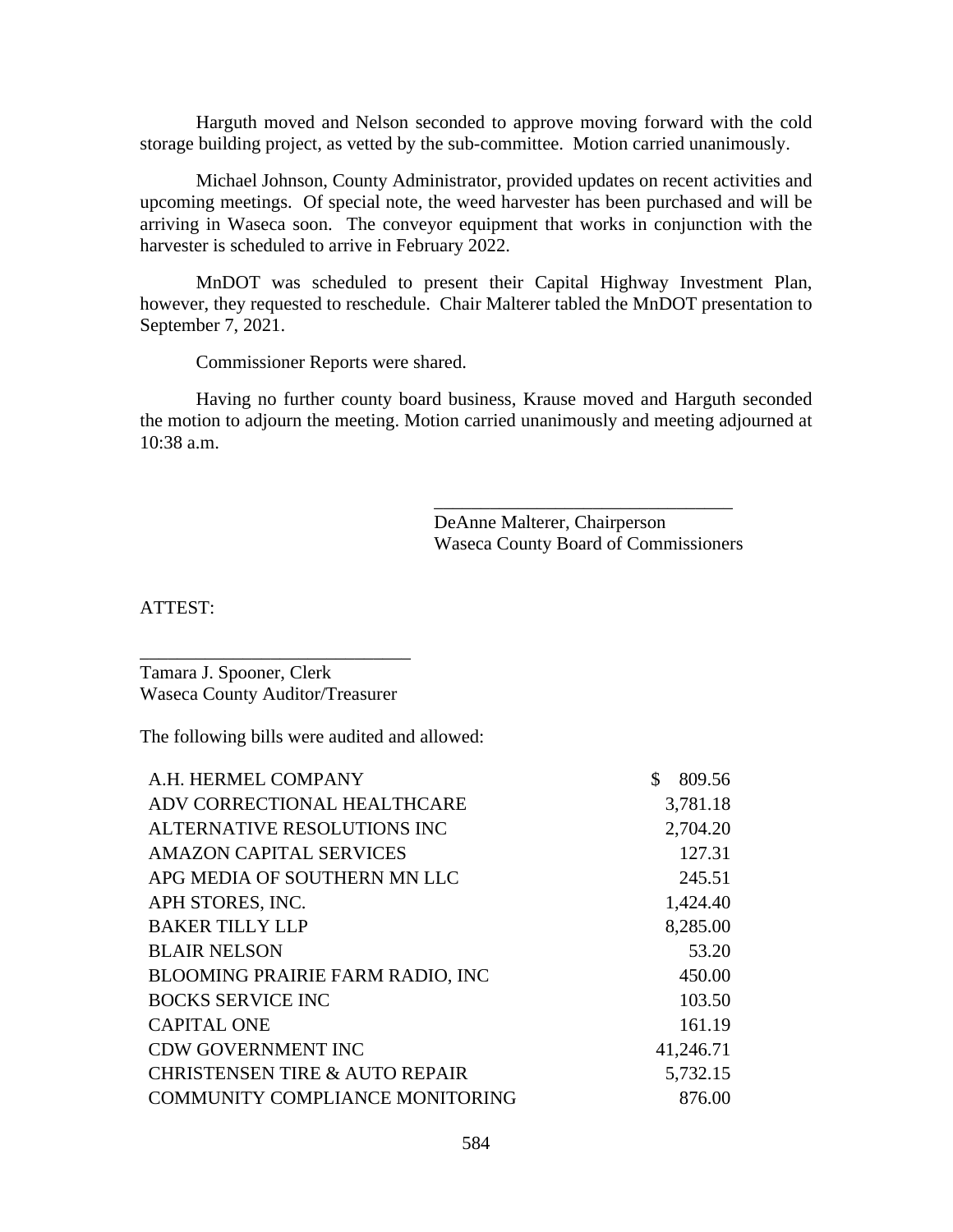Harguth moved and Nelson seconded to approve moving forward with the cold storage building project, as vetted by the sub-committee. Motion carried unanimously.

Michael Johnson, County Administrator, provided updates on recent activities and upcoming meetings. Of special note, the weed harvester has been purchased and will be arriving in Waseca soon. The conveyor equipment that works in conjunction with the harvester is scheduled to arrive in February 2022.

MnDOT was scheduled to present their Capital Highway Investment Plan, however, they requested to reschedule. Chair Malterer tabled the MnDOT presentation to September 7, 2021.

Commissioner Reports were shared.

Having no further county board business, Krause moved and Harguth seconded the motion to adjourn the meeting. Motion carried unanimously and meeting adjourned at 10:38 a.m.

\_\_\_\_\_\_\_\_\_\_\_\_\_\_\_\_\_\_\_\_\_\_\_\_\_\_\_\_\_\_\_\_
DeAnne Malterer, Chairperson
Waseca County Board of Commissioners

ATTEST:

\_\_\_\_\_\_\_\_\_\_\_\_\_\_\_\_\_\_\_\_\_\_\_\_\_\_\_\_\_\_
Tamara J. Spooner, Clerk
Waseca County Auditor/Treasurer

The following bills were audited and allowed:

| | |
|---|---|
| A.H. HERMEL COMPANY | $ 809.56 |
| ADV CORRECTIONAL HEALTHCARE | 3,781.18 |
| ALTERNATIVE RESOLUTIONS INC | 2,704.20 |
| AMAZON CAPITAL SERVICES | 127.31 |
| APG MEDIA OF SOUTHERN MN LLC | 245.51 |
| APH STORES, INC. | 1,424.40 |
| BAKER TILLY LLP | 8,285.00 |
| BLAIR NELSON | 53.20 |
| BLOOMING PRAIRIE FARM RADIO, INC | 450.00 |
| BOCKS SERVICE INC | 103.50 |
| CAPITAL ONE | 161.19 |
| CDW GOVERNMENT INC | 41,246.71 |
| CHRISTENSEN TIRE & AUTO REPAIR | 5,732.15 |
| COMMUNITY COMPLIANCE MONITORING | 876.00 |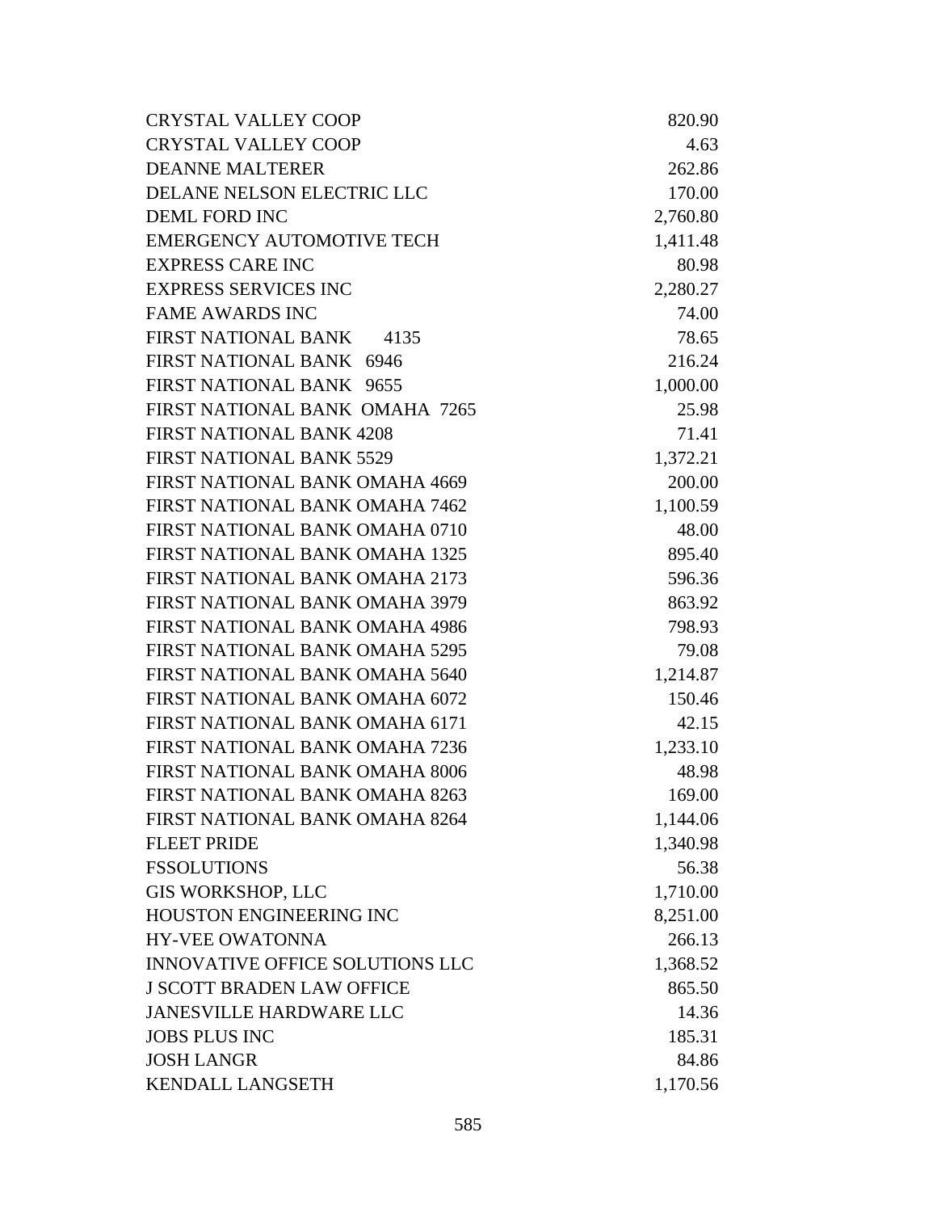| | |
|---|---|
| CRYSTAL VALLEY COOP | 820.90 |
| CRYSTAL VALLEY COOP | 4.63 |
| DEANNE MALTERER | 262.86 |
| DELANE NELSON ELECTRIC LLC | 170.00 |
| DEML FORD INC | 2,760.80 |
| EMERGENCY AUTOMOTIVE TECH | 1,411.48 |
| EXPRESS CARE INC | 80.98 |
| EXPRESS SERVICES INC | 2,280.27 |
| FAME AWARDS INC | 74.00 |
| FIRST NATIONAL BANK 4135 | 78.65 |
| FIRST NATIONAL BANK 6946 | 216.24 |
| FIRST NATIONAL BANK 9655 | 1,000.00 |
| FIRST NATIONAL BANK OMAHA 7265 | 25.98 |
| FIRST NATIONAL BANK 4208 | 71.41 |
| FIRST NATIONAL BANK 5529 | 1,372.21 |
| FIRST NATIONAL BANK OMAHA 4669 | 200.00 |
| FIRST NATIONAL BANK OMAHA 7462 | 1,100.59 |
| FIRST NATIONAL BANK OMAHA 0710 | 48.00 |
| FIRST NATIONAL BANK OMAHA 1325 | 895.40 |
| FIRST NATIONAL BANK OMAHA 2173 | 596.36 |
| FIRST NATIONAL BANK OMAHA 3979 | 863.92 |
| FIRST NATIONAL BANK OMAHA 4986 | 798.93 |
| FIRST NATIONAL BANK OMAHA 5295 | 79.08 |
| FIRST NATIONAL BANK OMAHA 5640 | 1,214.87 |
| FIRST NATIONAL BANK OMAHA 6072 | 150.46 |
| FIRST NATIONAL BANK OMAHA 6171 | 42.15 |
| FIRST NATIONAL BANK OMAHA 7236 | 1,233.10 |
| FIRST NATIONAL BANK OMAHA 8006 | 48.98 |
| FIRST NATIONAL BANK OMAHA 8263 | 169.00 |
| FIRST NATIONAL BANK OMAHA 8264 | 1,144.06 |
| FLEET PRIDE | 1,340.98 |
| FSSOLUTIONS | 56.38 |
| GIS WORKSHOP, LLC | 1,710.00 |
| HOUSTON ENGINEERING INC | 8,251.00 |
| HY-VEE OWATONNA | 266.13 |
| INNOVATIVE OFFICE SOLUTIONS LLC | 1,368.52 |
| J SCOTT BRADEN LAW OFFICE | 865.50 |
| JANESVILLE HARDWARE LLC | 14.36 |
| JOBS PLUS INC | 185.31 |
| JOSH LANGR | 84.86 |
| KENDALL LANGSETH | 1,170.56 |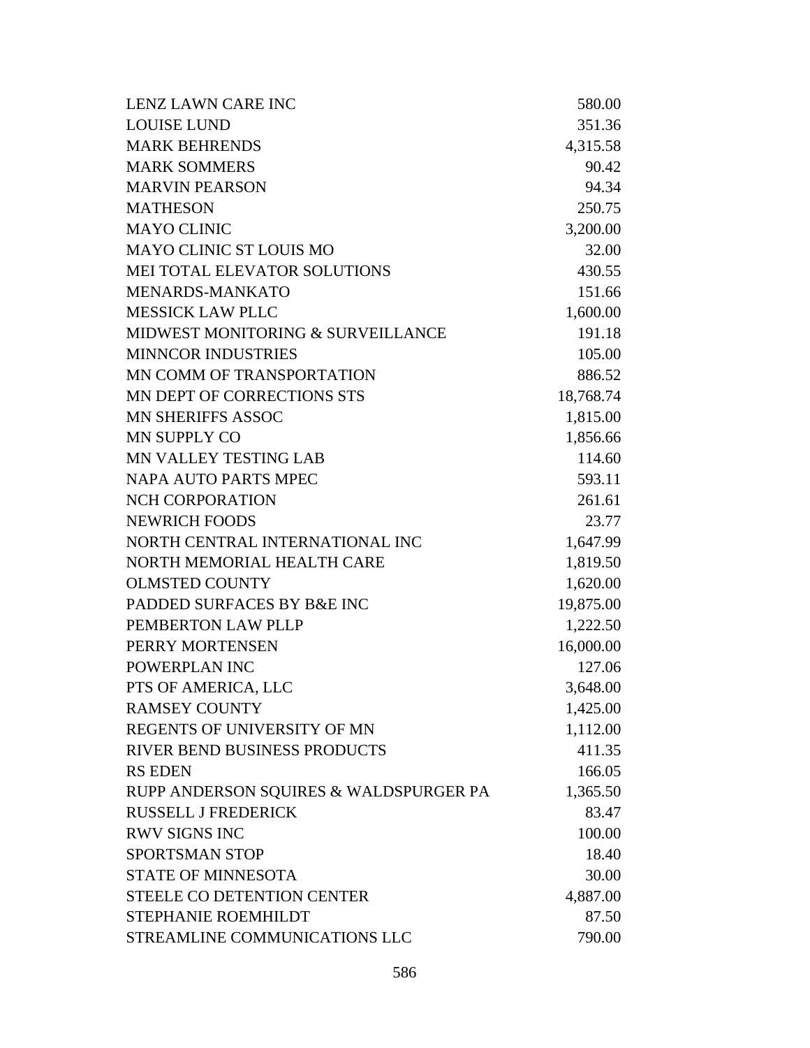| | |
|---|---|
| LENZ LAWN CARE INC | 580.00 |
| LOUISE LUND | 351.36 |
| MARK BEHRENDS | 4,315.58 |
| MARK SOMMERS | 90.42 |
| MARVIN PEARSON | 94.34 |
| MATHESON | 250.75 |
| MAYO CLINIC | 3,200.00 |
| MAYO CLINIC ST LOUIS MO | 32.00 |
| MEI TOTAL ELEVATOR SOLUTIONS | 430.55 |
| MENARDS-MANKATO | 151.66 |
| MESSICK LAW PLLC | 1,600.00 |
| MIDWEST MONITORING & SURVEILLANCE | 191.18 |
| MINNCOR INDUSTRIES | 105.00 |
| MN COMM OF TRANSPORTATION | 886.52 |
| MN DEPT OF CORRECTIONS STS | 18,768.74 |
| MN SHERIFFS ASSOC | 1,815.00 |
| MN SUPPLY CO | 1,856.66 |
| MN VALLEY TESTING LAB | 114.60 |
| NAPA AUTO PARTS MPEC | 593.11 |
| NCH CORPORATION | 261.61 |
| NEWRICH FOODS | 23.77 |
| NORTH CENTRAL INTERNATIONAL INC | 1,647.99 |
| NORTH MEMORIAL HEALTH CARE | 1,819.50 |
| OLMSTED COUNTY | 1,620.00 |
| PADDED SURFACES BY B&E INC | 19,875.00 |
| PEMBERTON LAW PLLP | 1,222.50 |
| PERRY MORTENSEN | 16,000.00 |
| POWERPLAN INC | 127.06 |
| PTS OF AMERICA, LLC | 3,648.00 |
| RAMSEY COUNTY | 1,425.00 |
| REGENTS OF UNIVERSITY OF MN | 1,112.00 |
| RIVER BEND BUSINESS PRODUCTS | 411.35 |
| RS EDEN | 166.05 |
| RUPP ANDERSON SQUIRES & WALDSPURGER PA | 1,365.50 |
| RUSSELL J FREDERICK | 83.47 |
| RWV SIGNS INC | 100.00 |
| SPORTSMAN STOP | 18.40 |
| STATE OF MINNESOTA | 30.00 |
| STEELE CO DETENTION CENTER | 4,887.00 |
| STEPHANIE ROEMHILDT | 87.50 |
| STREAMLINE COMMUNICATIONS LLC | 790.00 |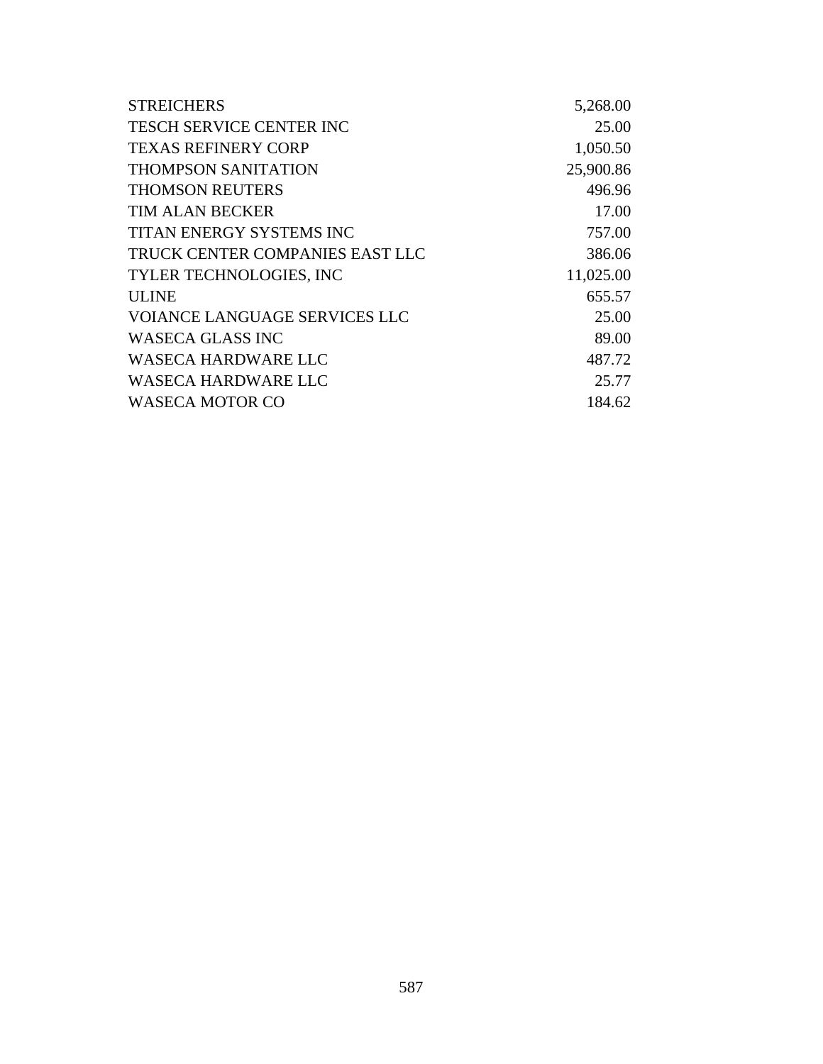| | |
|---|---|
| STREICHERS | 5,268.00 |
| TESCH SERVICE CENTER INC | 25.00 |
| TEXAS REFINERY CORP | 1,050.50 |
| THOMPSON SANITATION | 25,900.86 |
| THOMSON REUTERS | 496.96 |
| TIM ALAN BECKER | 17.00 |
| TITAN ENERGY SYSTEMS INC | 757.00 |
| TRUCK CENTER COMPANIES EAST LLC | 386.06 |
| TYLER TECHNOLOGIES, INC | 11,025.00 |
| ULINE | 655.57 |
| VOIANCE LANGUAGE SERVICES LLC | 25.00 |
| WASECA GLASS INC | 89.00 |
| WASECA HARDWARE LLC | 487.72 |
| WASECA HARDWARE LLC | 25.77 |
| WASECA MOTOR CO | 184.62 |